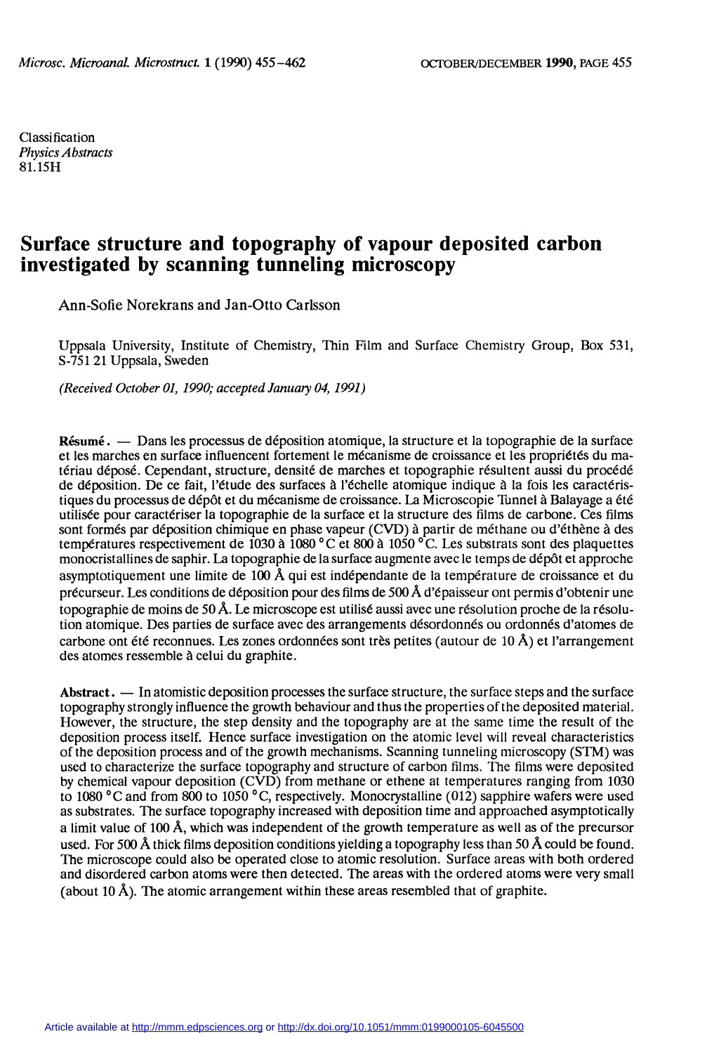Classification
*Physics Abstracts*
81.15H

# Surface structure and topography of vapour deposited carbon investigated by scanning tunneling microscopy

Ann-Sofie Norekrans and Jan-Otto Carlsson

Uppsala University, Institute of Chemistry, Thin Film and Surface Chemistry Group, Box 531, S-751 21 Uppsala, Sweden

*(Received October 01, 1990; accepted January 04, 1991)*

**Résumé.** — Dans les processus de déposition atomique, la structure et la topographie de la surface et les marches en surface influencent fortement le mécanisme de croissance et les propriétés du matériau déposé. Cependant, structure, densité de marches et topographie résultent aussi du procédé de déposition. De ce fait, l'étude des surfaces à l'échelle atomique indique à la fois les caractéristiques du processus de dépôt et du mécanisme de croissance. La Microscopie Tunnel à Balayage a été utilisée pour caractériser la topographie de la surface et la structure des films de carbone. Ces films sont formés par déposition chimique en phase vapeur (CVD) à partir de méthane ou d'éthène à des températures respectivement de 1030 à 1080 °C et 800 à 1050 °C. Les substrats sont des plaquettes monocristallines de saphir. La topographie de la surface augmente avec le temps de dépôt et approche asymptotiquement une limite de 100 Å qui est indépendante de la température de croissance et du précurseur. Les conditions de déposition pour des films de 500 Å d'épaisseur ont permis d'obtenir une topographie de moins de 50 Å. Le microscope est utilisé aussi avec une résolution proche de la résolution atomique. Des parties de surface avec des arrangements désordonnés ou ordonnés d'atomes de carbone ont été reconnues. Les zones ordonnées sont très petites (autour de 10 Å) et l'arrangement des atomes ressemble à celui du graphite.

**Abstract.** — In atomistic deposition processes the surface structure, the surface steps and the surface topography strongly influence the growth behaviour and thus the properties of the deposited material. However, the structure, the step density and the topography are at the same time the result of the deposition process itself. Hence surface investigation on the atomic level will reveal characteristics of the deposition process and of the growth mechanisms. Scanning tunneling microscopy (STM) was used to characterize the surface topography and structure of carbon films. The films were deposited by chemical vapour deposition (CVD) from methane or ethene at temperatures ranging from 1030 to 1080 °C and from 800 to 1050 °C, respectively. Monocrystalline (012) sapphire wafers were used as substrates. The surface topography increased with deposition time and approached asymptotically a limit value of 100 Å, which was independent of the growth temperature as well as of the precursor used. For 500 Å thick films deposition conditions yielding a topography less than 50 Å could be found. The microscope could also be operated close to atomic resolution. Surface areas with both ordered and disordered carbon atoms were then detected. The areas with the ordered atoms were very small (about 10 Å). The atomic arrangement within these areas resembled that of graphite.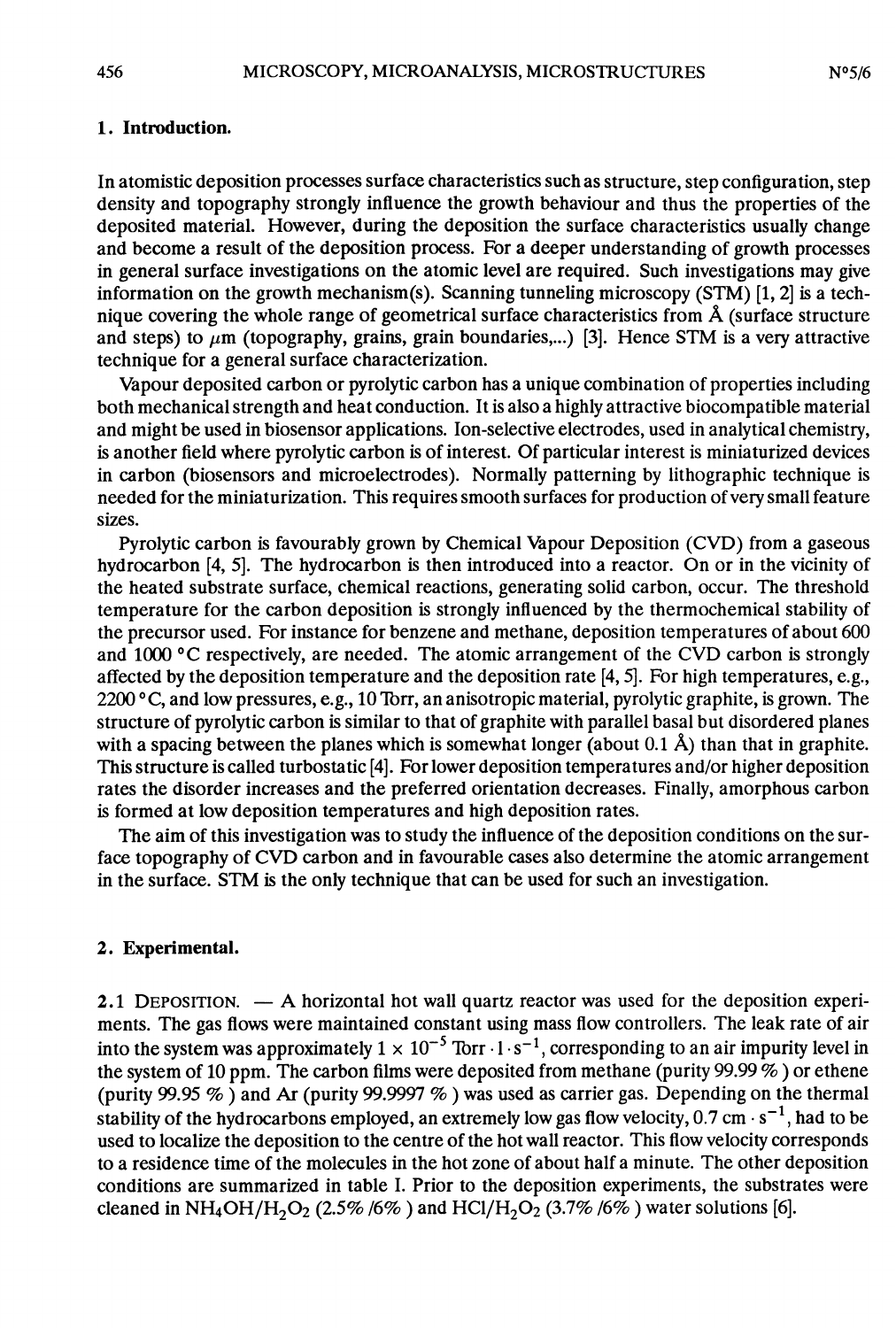## 1. Introduction.

In atomistic deposition processes surface characteristics such as structure, step configuration, step density and topography strongly influence the growth behaviour and thus the properties of the deposited material. However, during the deposition the surface characteristics usually change and become a result of the deposition process. For a deeper understanding of growth processes in general surface investigations on the atomic level are required. Such investigations may give information on the growth mechanism(s). Scanning tunneling microscopy (STM) [1, 2] is a technique covering the whole range of geometrical surface characteristics from Å (surface structure and steps) to $\mu$m (topography, grains, grain boundaries,...) [3]. Hence STM is a very attractive technique for a general surface characterization.

Vapour deposited carbon or pyrolytic carbon has a unique combination of properties including both mechanical strength and heat conduction. It is also a highly attractive biocompatible material and might be used in biosensor applications. Ion-selective electrodes, used in analytical chemistry, is another field where pyrolytic carbon is of interest. Of particular interest is miniaturized devices in carbon (biosensors and microelectrodes). Normally patterning by lithographic technique is needed for the miniaturization. This requires smooth surfaces for production of very small feature sizes.

Pyrolytic carbon is favourably grown by Chemical Vapour Deposition (CVD) from a gaseous hydrocarbon [4, 5]. The hydrocarbon is then introduced into a reactor. On or in the vicinity of the heated substrate surface, chemical reactions, generating solid carbon, occur. The threshold temperature for the carbon deposition is strongly influenced by the thermochemical stability of the precursor used. For instance for benzene and methane, deposition temperatures of about 600 and 1000 °C respectively, are needed. The atomic arrangement of the CVD carbon is strongly affected by the deposition temperature and the deposition rate [4, 5]. For high temperatures, e.g., 2200 °C, and low pressures, e.g., 10 Torr, an anisotropic material, pyrolytic graphite, is grown. The structure of pyrolytic carbon is similar to that of graphite with parallel basal but disordered planes with a spacing between the planes which is somewhat longer (about 0.1 Å) than that in graphite. This structure is called turbostatic [4]. For lower deposition temperatures and/or higher deposition rates the disorder increases and the preferred orientation decreases. Finally, amorphous carbon is formed at low deposition temperatures and high deposition rates.

The aim of this investigation was to study the influence of the deposition conditions on the surface topography of CVD carbon and in favourable cases also determine the atomic arrangement in the surface. STM is the only technique that can be used for such an investigation.

## 2. Experimental.

2.1 DEPOSITION. — A horizontal hot wall quartz reactor was used for the deposition experiments. The gas flows were maintained constant using mass flow controllers. The leak rate of air into the system was approximately $1 \times 10^{-5}$ Torr $\cdot$ l $\cdot$ s$^{-1}$, corresponding to an air impurity level in the system of 10 ppm. The carbon films were deposited from methane (purity 99.99 %) or ethene (purity 99.95 %) and Ar (purity 99.9997 %) was used as carrier gas. Depending on the thermal stability of the hydrocarbons employed, an extremely low gas flow velocity, 0.7 cm $\cdot$ s$^{-1}$, had to be used to localize the deposition to the centre of the hot wall reactor. This flow velocity corresponds to a residence time of the molecules in the hot zone of about half a minute. The other deposition conditions are summarized in table I. Prior to the deposition experiments, the substrates were cleaned in $NH_4OH/H_2O_2$ (2.5% /6% ) and $HCl/H_2O_2$ (3.7% /6% ) water solutions [6].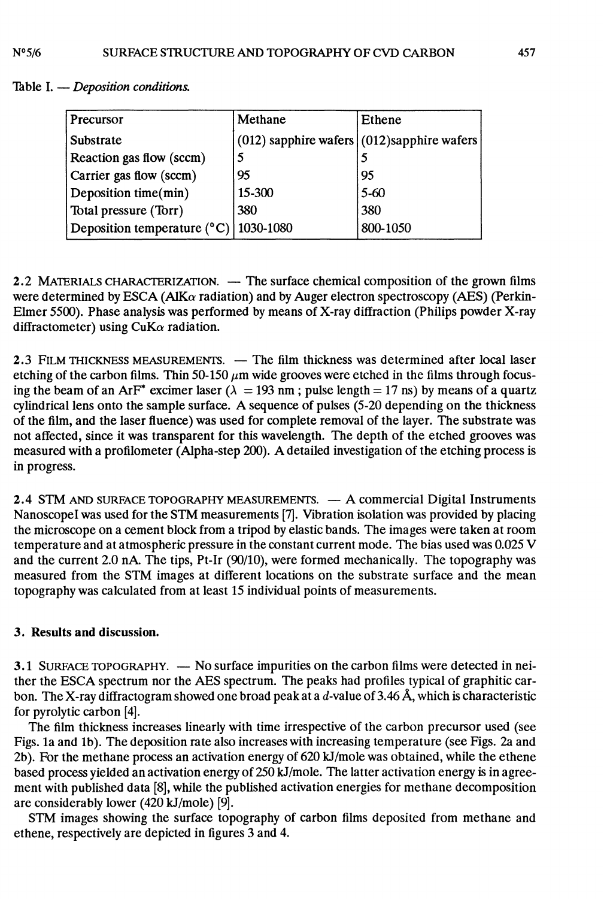Table I. — *Deposition conditions.*

| Precursor | Methane | Ethene |
|---|---|---|
| Substrate | (012) sapphire wafers | (012)sapphire wafers |
| Reaction gas flow (sccm) | 5 | 5 |
| Carrier gas flow (sccm) | 95 | 95 |
| Deposition time(min) | 15-300 | 5-60 |
| Total pressure (Torr) | 380 | 380 |
| Deposition temperature (°C) | 1030-1080 | 800-1050 |

2.2 MATERIALS CHARACTERIZATION. — The surface chemical composition of the grown films were determined by ESCA (AlK$\alpha$ radiation) and by Auger electron spectroscopy (AES) (Perkin-Elmer 5500). Phase analysis was performed by means of X-ray diffraction (Philips powder X-ray diffractometer) using CuK$\alpha$ radiation.

2.3 FILM THICKNESS MEASUREMENTS. — The film thickness was determined after local laser etching of the carbon films. Thin 50-150 $\mu$m wide grooves were etched in the films through focusing the beam of an ArF* excimer laser ($\lambda$ = 193 nm ; pulse length = 17 ns) by means of a quartz cylindrical lens onto the sample surface. A sequence of pulses (5-20 depending on the thickness of the film, and the laser fluence) was used for complete removal of the layer. The substrate was not affected, since it was transparent for this wavelength. The depth of the etched grooves was measured with a profilometer (Alpha-step 200). A detailed investigation of the etching process is in progress.

2.4 STM AND SURFACE TOPOGRAPHY MEASUREMENTS. — A commercial Digital Instruments NanoscopeI was used for the STM measurements [7]. Vibration isolation was provided by placing the microscope on a cement block from a tripod by elastic bands. The images were taken at room temperature and at atmospheric pressure in the constant current mode. The bias used was 0.025 V and the current 2.0 nA. The tips, Pt-Ir (90/10), were formed mechanically. The topography was measured from the STM images at different locations on the substrate surface and the mean topography was calculated from at least 15 individual points of measurements.

## 3. Results and discussion.

3.1 SURFACE TOPOGRAPHY. — No surface impurities on the carbon films were detected in neither the ESCA spectrum nor the AES spectrum. The peaks had profiles typical of graphitic carbon. The X-ray diffractogram showed one broad peak at a $d$-value of 3.46 Å, which is characteristic for pyrolytic carbon [4].

The film thickness increases linearly with time irrespective of the carbon precursor used (see Figs. 1a and 1b). The deposition rate also increases with increasing temperature (see Figs. 2a and 2b). For the methane process an activation energy of 620 kJ/mole was obtained, while the ethene based process yielded an activation energy of 250 kJ/mole. The latter activation energy is in agreement with published data [8], while the published activation energies for methane decomposition are considerably lower (420 kJ/mole) [9].

STM images showing the surface topography of carbon films deposited from methane and ethene, respectively are depicted in figures 3 and 4.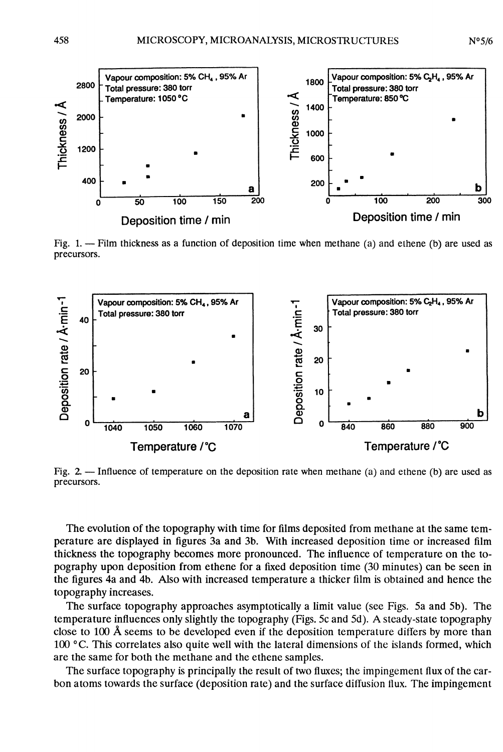Fig. 1. — Film thickness as a function of deposition time when methane (a) and ethene (b) are used as precursors.

Fig. 2. — Influence of temperature on the deposition rate when methane (a) and ethene (b) are used as precursors.

The evolution of the topography with time for films deposited from methane at the same temperature are displayed in figures 3a and 3b. With increased deposition time or increased film thickness the topography becomes more pronounced. The influence of temperature on the topography upon deposition from ethene for a fixed deposition time (30 minutes) can be seen in the figures 4a and 4b. Also with increased temperature a thicker film is obtained and hence the topography increases.

The surface topography approaches asymptotically a limit value (see Figs. 5a and 5b). The temperature influences only slightly the topography (Figs. 5c and 5d). A steady-state topography close to 100 Å seems to be developed even if the deposition temperature differs by more than 100 °C. This correlates also quite well with the lateral dimensions of the islands formed, which are the same for both the methane and the ethene samples.

The surface topography is principally the result of two fluxes; the impingement flux of the carbon atoms towards the surface (deposition rate) and the surface diffusion flux. The impingement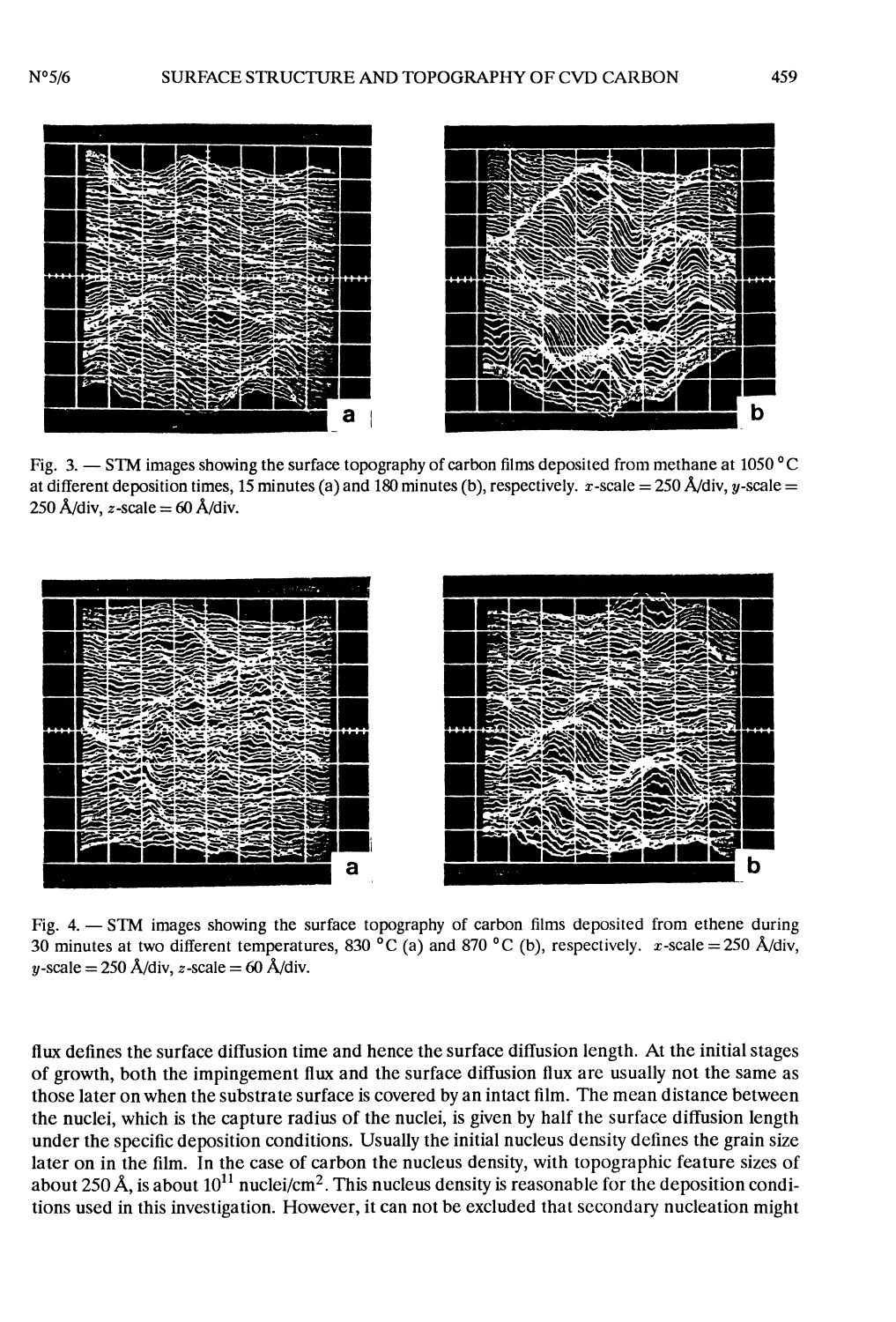Fig. 3. — STM images showing the surface topography of carbon films deposited from methane at 1050 °C at different deposition times, 15 minutes (a) and 180 minutes (b), respectively. $x$-scale = 250 Å/div, $y$-scale = 250 Å/div, $z$-scale = 60 Å/div.

Fig. 4. — STM images showing the surface topography of carbon films deposited from ethene during 30 minutes at two different temperatures, 830 °C (a) and 870 °C (b), respectively. $x$-scale = 250 Å/div, $y$-scale = 250 Å/div, $z$-scale = 60 Å/div.

flux defines the surface diffusion time and hence the surface diffusion length. At the initial stages of growth, both the impingement flux and the surface diffusion flux are usually not the same as those later on when the substrate surface is covered by an intact film. The mean distance between the nuclei, which is the capture radius of the nuclei, is given by half the surface diffusion length under the specific deposition conditions. Usually the initial nucleus density defines the grain size later on in the film. In the case of carbon the nucleus density, with topographic feature sizes of about 250 Å, is about $10^{11}$ nuclei/cm$^2$. This nucleus density is reasonable for the deposition conditions used in this investigation. However, it can not be excluded that secondary nucleation might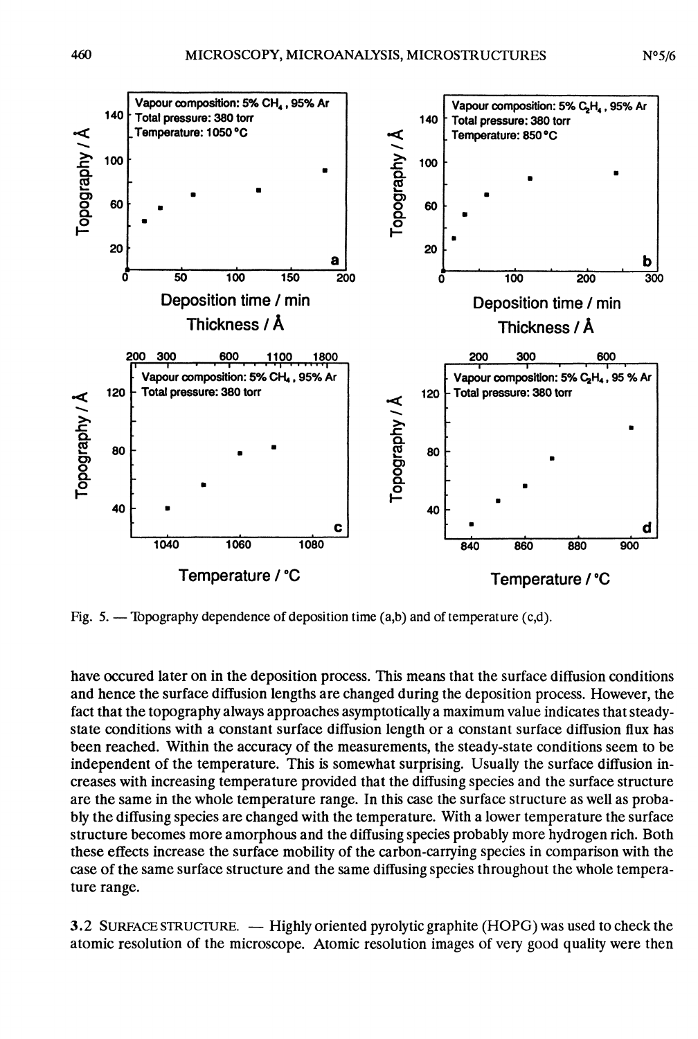Fig. 5. — Topography dependence of deposition time (a,b) and of temperature (c,d).

have occured later on in the deposition process. This means that the surface diffusion conditions and hence the surface diffusion lengths are changed during the deposition process. However, the fact that the topography always approaches asymptotically a maximum value indicates that steady-state conditions with a constant surface diffusion length or a constant surface diffusion flux has been reached. Within the accuracy of the measurements, the steady-state conditions seem to be independent of the temperature. This is somewhat surprising. Usually the surface diffusion increases with increasing temperature provided that the diffusing species and the surface structure are the same in the whole temperature range. In this case the surface structure as well as probably the diffusing species are changed with the temperature. With a lower temperature the surface structure becomes more amorphous and the diffusing species probably more hydrogen rich. Both these effects increase the surface mobility of the carbon-carrying species in comparison with the case of the same surface structure and the same diffusing species throughout the whole temperature range.

### 3.2 SURFACE STRUCTURE.

— Highly oriented pyrolytic graphite (HOPG) was used to check the atomic resolution of the microscope. Atomic resolution images of very good quality were then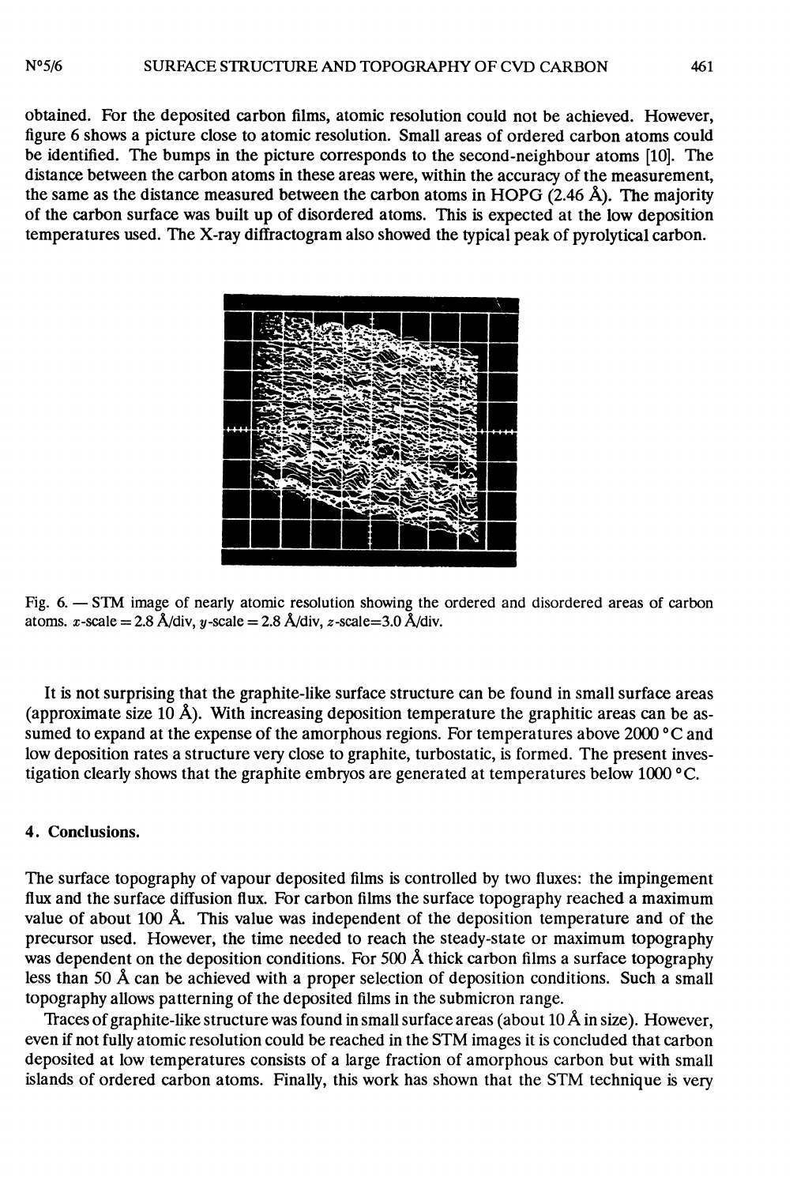obtained. For the deposited carbon films, atomic resolution could not be achieved. However, figure 6 shows a picture close to atomic resolution. Small areas of ordered carbon atoms could be identified. The bumps in the picture corresponds to the second-neighbour atoms [10]. The distance between the carbon atoms in these areas were, within the accuracy of the measurement, the same as the distance measured between the carbon atoms in HOPG (2.46 Å). The majority of the carbon surface was built up of disordered atoms. This is expected at the low deposition temperatures used. The X-ray diffractogram also showed the typical peak of pyrolytical carbon.

Fig. 6. — STM image of nearly atomic resolution showing the ordered and disordered areas of carbon atoms. $x$-scale = 2.8 Å/div, $y$-scale = 2.8 Å/div, $z$-scale=3.0 Å/div.

It is not surprising that the graphite-like surface structure can be found in small surface areas (approximate size 10 Å). With increasing deposition temperature the graphitic areas can be assumed to expand at the expense of the amorphous regions. For temperatures above 2000 °C and low deposition rates a structure very close to graphite, turbostatic, is formed. The present investigation clearly shows that the graphite embryos are generated at temperatures below 1000 °C.

## 4. Conclusions.

The surface topography of vapour deposited films is controlled by two fluxes: the impingement flux and the surface diffusion flux. For carbon films the surface topography reached a maximum value of about 100 Å. This value was independent of the deposition temperature and of the precursor used. However, the time needed to reach the steady-state or maximum topography was dependent on the deposition conditions. For 500 Å thick carbon films a surface topography less than 50 Å can be achieved with a proper selection of deposition conditions. Such a small topography allows patterning of the deposited films in the submicron range.

Traces of graphite-like structure was found in small surface areas (about 10 Å in size). However, even if not fully atomic resolution could be reached in the STM images it is concluded that carbon deposited at low temperatures consists of a large fraction of amorphous carbon but with small islands of ordered carbon atoms. Finally, this work has shown that the STM technique is very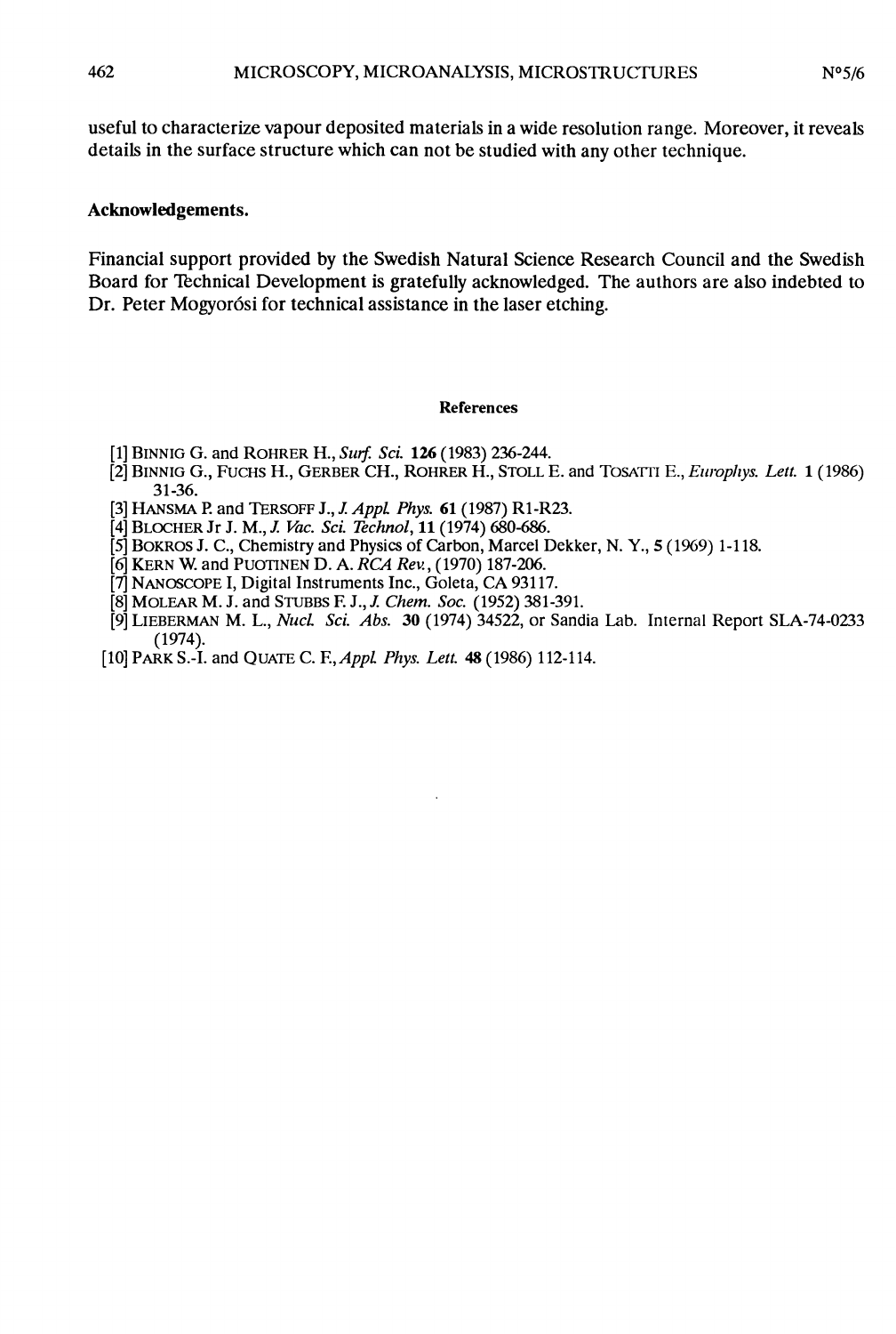useful to characterize vapour deposited materials in a wide resolution range. Moreover, it reveals details in the surface structure which can not be studied with any other technique.

**Acknowledgements.**

Financial support provided by the Swedish Natural Science Research Council and the Swedish Board for Technical Development is gratefully acknowledged. The authors are also indebted to Dr. Peter Mogyorósi for technical assistance in the laser etching.

**References**

[1] BINNIG G. and ROHRER H., *Surf. Sci.* **126** (1983) 236-244.
[2] BINNIG G., FUCHS H., GERBER CH., ROHRER H., STOLL E. and TOSATTI E., *Europhys. Lett.* **1** (1986) 31-36.
[3] HANSMA P. and TERSOFF J., *J. Appl. Phys.* **61** (1987) R1-R23.
[4] BLOCHER Jr J. M., *J. Vac. Sci. Technol*, **11** (1974) 680-686.
[5] BOKROS J. C., Chemistry and Physics of Carbon, Marcel Dekker, N. Y., **5** (1969) 1-118.
[6] KERN W. and PUOTINEN D. A. *RCA Rev.*, (1970) 187-206.
[7] NANOSCOPE I, Digital Instruments Inc., Goleta, CA 93117.
[8] MOLEAR M. J. and STUBBS F. J., *J. Chem. Soc.* (1952) 381-391.
[9] LIEBERMAN M. L., *Nucl. Sci. Abs.* **30** (1974) 34522, or Sandia Lab. Internal Report SLA-74-0233 (1974).
[10] PARK S.-I. and QUATE C. F., *Appl. Phys. Lett.* **48** (1986) 112-114.